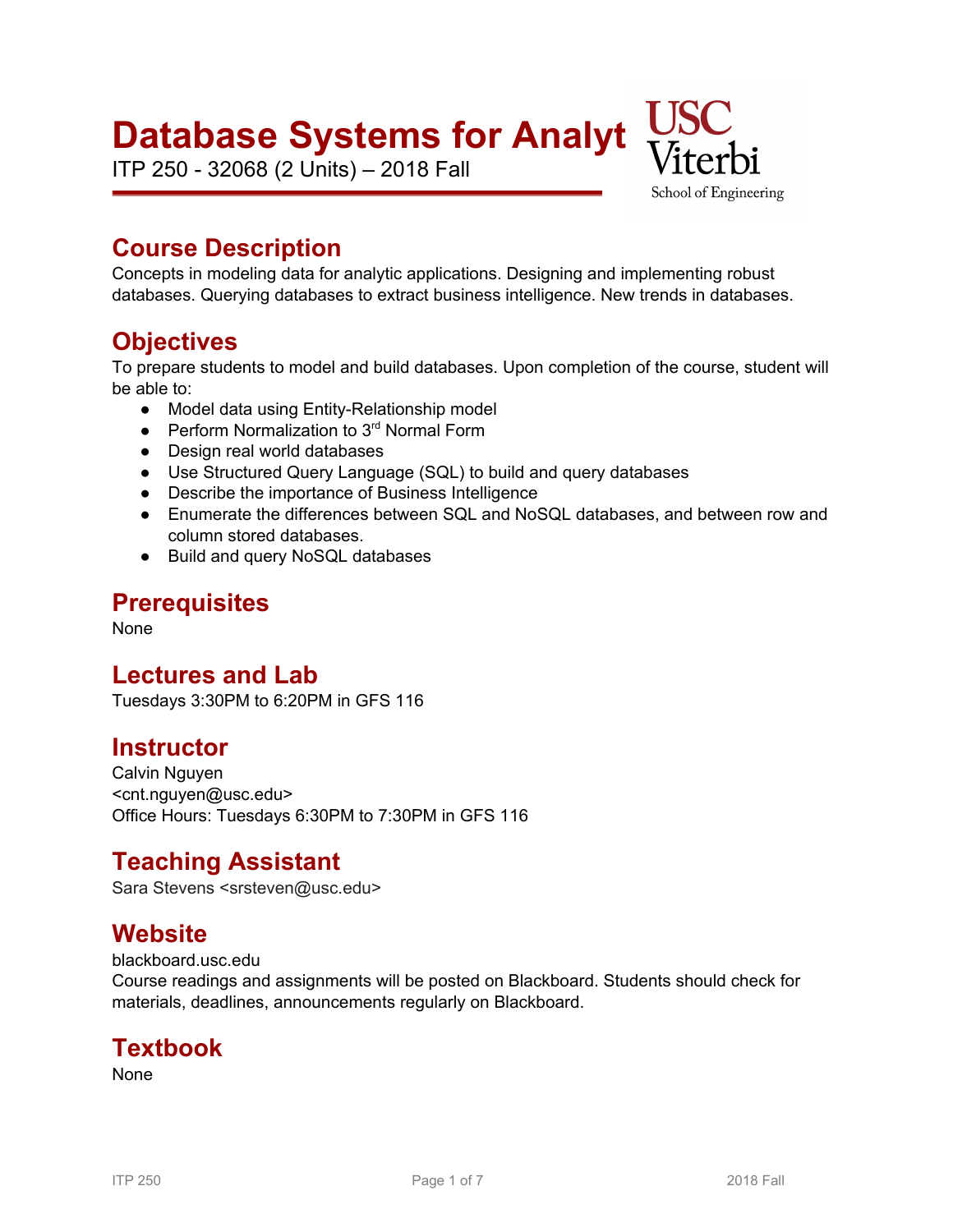# Database Systems for Analyt

ITP 250 - 32068 (2 Units) – 2018 Fall

USC Viterbi School of Engineering

## Course Description

Concepts in modeling data for analytic applications. Designing and implementing robust databases. Querying databases to extract business intelligence. New trends in databases.

## Objectives

To prepare students to model and build databases. Upon completion of the course, student will be able to:

- Model data using Entity-Relationship model
- Perform Normalization to 3rd Normal Form
- Design real world databases
- Use Structured Query Language (SQL) to build and query databases
- Describe the importance of Business Intelligence
- Enumerate the differences between SQL and NoSQL databases, and between row and column stored databases.
- Build and query NoSQL databases

## Prerequisites

None

## Lectures and Lab

Tuesdays 3:30PM to 6:20PM in GFS 116

## Instructor

Calvin Nguyen
<cnt.nguyen@usc.edu>
Office Hours: Tuesdays 6:30PM to 7:30PM in GFS 116

## Teaching Assistant

Sara Stevens <srsteven@usc.edu>

## Website

blackboard.usc.edu
Course readings and assignments will be posted on Blackboard. Students should check for materials, deadlines, announcements regularly on Blackboard.

## Textbook

None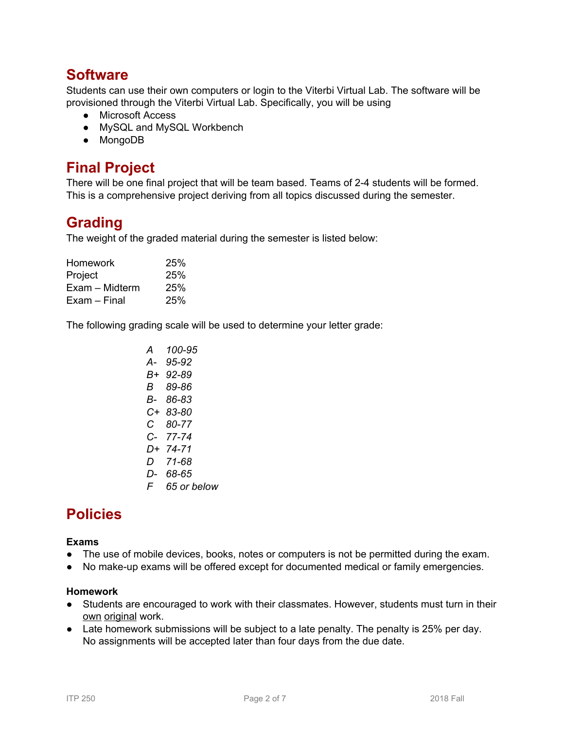## Software

Students can use their own computers or login to the Viterbi Virtual Lab. The software will be provisioned through the Viterbi Virtual Lab. Specifically, you will be using

- Microsoft Access
- MySQL and MySQL Workbench
- MongoDB

## Final Project

There will be one final project that will be team based. Teams of 2-4 students will be formed. This is a comprehensive project deriving from all topics discussed during the semester.

## Grading

The weight of the graded material during the semester is listed below:

| | |
|---|---|
| Homework | 25% |
| Project | 25% |
| Exam – Midterm | 25% |
| Exam – Final | 25% |

The following grading scale will be used to determine your letter grade:

| | |
|---|---|
| *A* | *100-95* |
| *A-* | *95-92* |
| *B+* | *92-89* |
| *B* | *89-86* |
| *B-* | *86-83* |
| *C+* | *83-80* |
| *C* | *80-77* |
| *C-* | *77-74* |
| *D+* | *74-71* |
| *D* | *71-68* |
| *D-* | *68-65* |
| *F* | *65 or below* |

## Policies

**Exams**

- The use of mobile devices, books, notes or computers is not be permitted during the exam.
- No make-up exams will be offered except for documented medical or family emergencies.

**Homework**

- Students are encouraged to work with their classmates. However, students must turn in their own original work.
- Late homework submissions will be subject to a late penalty. The penalty is 25% per day. No assignments will be accepted later than four days from the due date.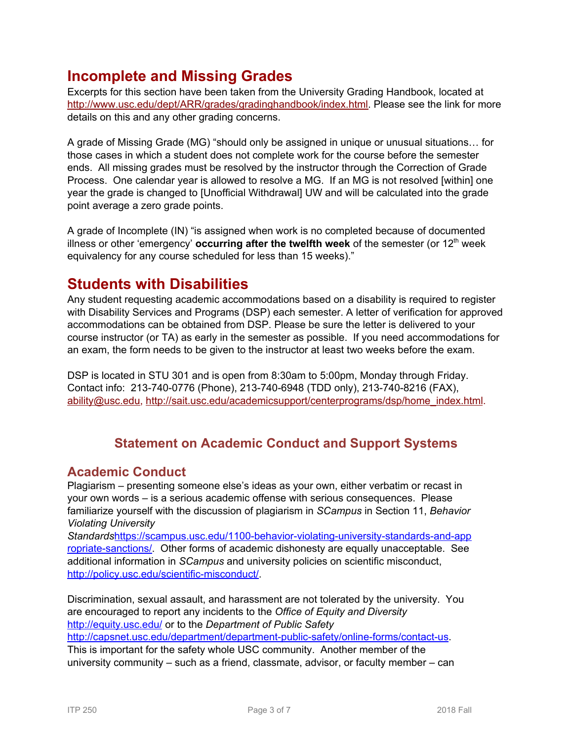## Incomplete and Missing Grades

Excerpts for this section have been taken from the University Grading Handbook, located at [http://www.usc.edu/dept/ARR/grades/gradinghandbook/index.html](http://www.usc.edu/dept/ARR/grades/gradinghandbook/index.html). Please see the link for more details on this and any other grading concerns.

A grade of Missing Grade (MG) "should only be assigned in unique or unusual situations… for those cases in which a student does not complete work for the course before the semester ends. All missing grades must be resolved by the instructor through the Correction of Grade Process. One calendar year is allowed to resolve a MG. If an MG is not resolved [within] one year the grade is changed to [Unofficial Withdrawal] UW and will be calculated into the grade point average a zero grade points.

A grade of Incomplete (IN) "is assigned when work is no completed because of documented illness or other 'emergency' **occurring after the twelfth week** of the semester (or 12th week equivalency for any course scheduled for less than 15 weeks)."

## Students with Disabilities

Any student requesting academic accommodations based on a disability is required to register with Disability Services and Programs (DSP) each semester. A letter of verification for approved accommodations can be obtained from DSP. Please be sure the letter is delivered to your course instructor (or TA) as early in the semester as possible. If you need accommodations for an exam, the form needs to be given to the instructor at least two weeks before the exam.

DSP is located in STU 301 and is open from 8:30am to 5:00pm, Monday through Friday. Contact info: 213-740-0776 (Phone), 213-740-6948 (TDD only), 213-740-8216 (FAX), [ability@usc.edu](mailto:ability@usc.edu), [http://sait.usc.edu/academicsupport/centerprograms/dsp/home_index.html](http://sait.usc.edu/academicsupport/centerprograms/dsp/home_index.html).

## Statement on Academic Conduct and Support Systems

### Academic Conduct

Plagiarism – presenting someone else's ideas as your own, either verbatim or recast in your own words – is a serious academic offense with serious consequences. Please familiarize yourself with the discussion of plagiarism in *SCampus* in Section 11, *Behavior Violating University Standards*[https://scampus.usc.edu/1100-behavior-violating-university-standards-and-appropriate-sanctions/](https://scampus.usc.edu/1100-behavior-violating-university-standards-and-appropriate-sanctions/). Other forms of academic dishonesty are equally unacceptable. See additional information in *SCampus* and university policies on scientific misconduct, [http://policy.usc.edu/scientific-misconduct/](http://policy.usc.edu/scientific-misconduct/).

Discrimination, sexual assault, and harassment are not tolerated by the university. You are encouraged to report any incidents to the *Office of Equity and Diversity* [http://equity.usc.edu/](http://equity.usc.edu/) or to the *Department of Public Safety* [http://capsnet.usc.edu/department/department-public-safety/online-forms/contact-us](http://capsnet.usc.edu/department/department-public-safety/online-forms/contact-us). This is important for the safety whole USC community. Another member of the university community – such as a friend, classmate, advisor, or faculty member – can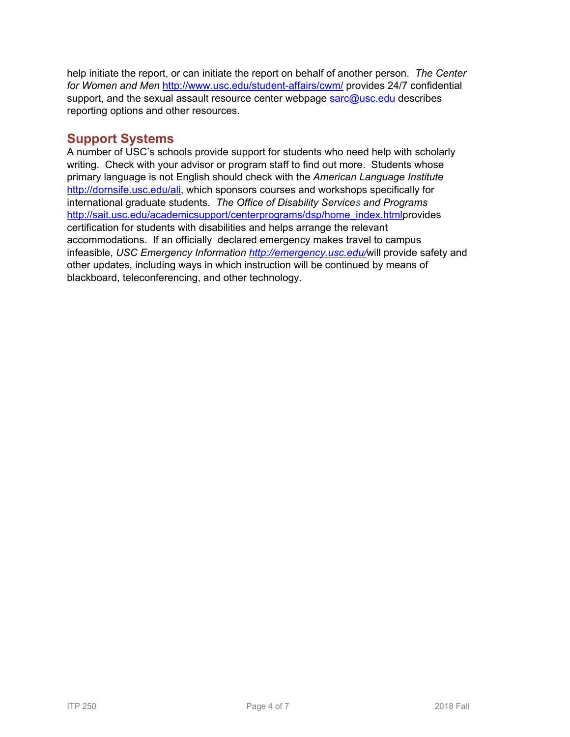help initiate the report, or can initiate the report on behalf of another person. *The Center for Women and Men* http://www.usc.edu/student-affairs/cwm/ provides 24/7 confidential support, and the sexual assault resource center webpage sarc@usc.edu describes reporting options and other resources.

## Support Systems

A number of USC's schools provide support for students who need help with scholarly writing. Check with your advisor or program staff to find out more. Students whose primary language is not English should check with the *American Language Institute* http://dornsife.usc.edu/ali, which sponsors courses and workshops specifically for international graduate students. *The Office of Disability Services and Programs* http://sait.usc.edu/academicsupport/centerprograms/dsp/home_index.htmlprovides certification for students with disabilities and helps arrange the relevant accommodations. If an officially declared emergency makes travel to campus infeasible, *USC Emergency Information* *http://emergency.usc.edu/*will provide safety and other updates, including ways in which instruction will be continued by means of blackboard, teleconferencing, and other technology.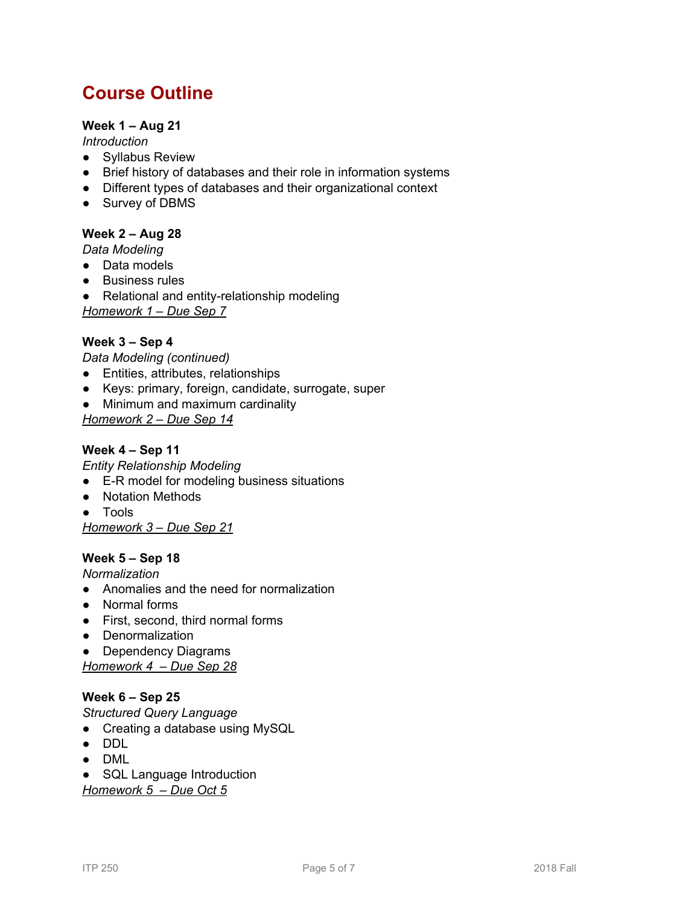# Course Outline

**Week 1 – Aug 21**

*Introduction*

- Syllabus Review
- Brief history of databases and their role in information systems
- Different types of databases and their organizational context
- Survey of DBMS

**Week 2 – Aug 28**

*Data Modeling*

- Data models
- Business rules
- Relational and entity-relationship modeling

*Homework 1 – Due Sep 7*

**Week 3 – Sep 4**

*Data Modeling (continued)*

- Entities, attributes, relationships
- Keys: primary, foreign, candidate, surrogate, super
- Minimum and maximum cardinality

*Homework 2 – Due Sep 14*

**Week 4 – Sep 11**

*Entity Relationship Modeling*

- E-R model for modeling business situations
- Notation Methods
- Tools

*Homework 3 – Due Sep 21*

**Week 5 – Sep 18**

*Normalization*

- Anomalies and the need for normalization
- Normal forms
- First, second, third normal forms
- Denormalization
- Dependency Diagrams

*Homework 4 – Due Sep 28*

**Week 6 – Sep 25**

*Structured Query Language*

- Creating a database using MySQL
- DDL
- DML
- SQL Language Introduction

*Homework 5 – Due Oct 5*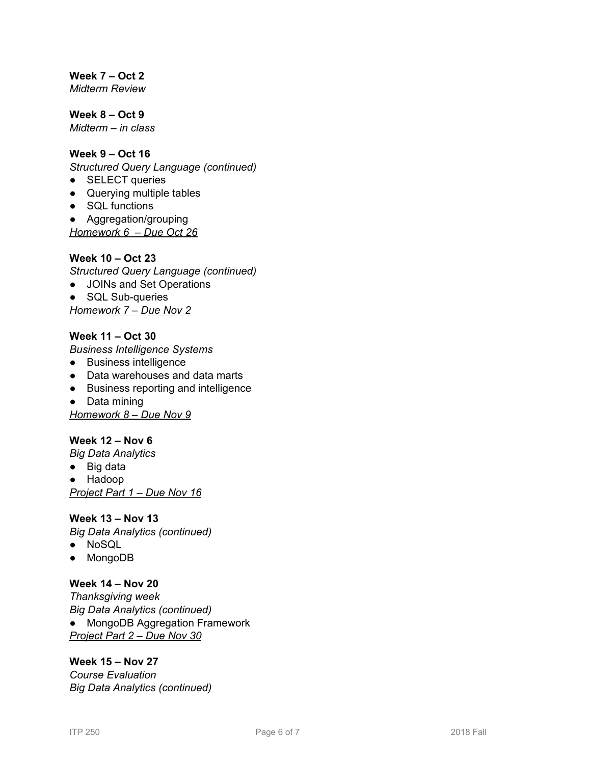**Week 7 – Oct 2**
*Midterm Review*

**Week 8 – Oct 9**
*Midterm – in class*

**Week 9 – Oct 16**
*Structured Query Language (continued)*

- SELECT queries
- Querying multiple tables
- SQL functions
- Aggregation/grouping

*Homework 6 – Due Oct 26*

**Week 10 – Oct 23**
*Structured Query Language (continued)*

- JOINs and Set Operations
- SQL Sub-queries

*Homework 7 – Due Nov 2*

**Week 11 – Oct 30**
*Business Intelligence Systems*

- Business intelligence
- Data warehouses and data marts
- Business reporting and intelligence
- Data mining

*Homework 8 – Due Nov 9*

**Week 12 – Nov 6**
*Big Data Analytics*

- Big data
- Hadoop

*Project Part 1 – Due Nov 16*

**Week 13 – Nov 13**
*Big Data Analytics (continued)*

- NoSQL
- MongoDB

**Week 14 – Nov 20**
*Thanksgiving week*
*Big Data Analytics (continued)*

- MongoDB Aggregation Framework

*Project Part 2 – Due Nov 30*

**Week 15 – Nov 27**
*Course Evaluation*
*Big Data Analytics (continued)*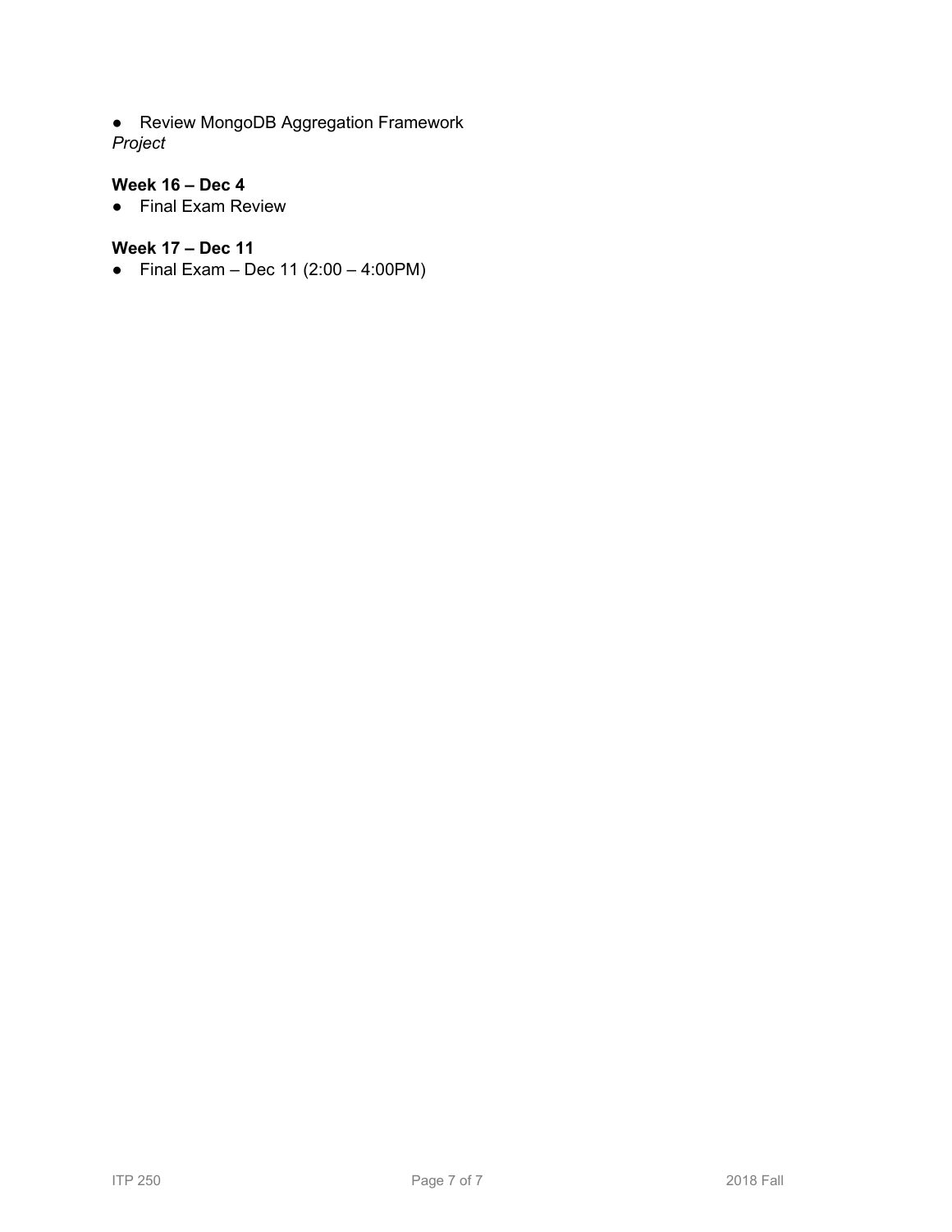- Review MongoDB Aggregation Framework

*Project*

**Week 16 – Dec 4**

- Final Exam Review

**Week 17 – Dec 11**

- Final Exam – Dec 11 (2:00 – 4:00PM)